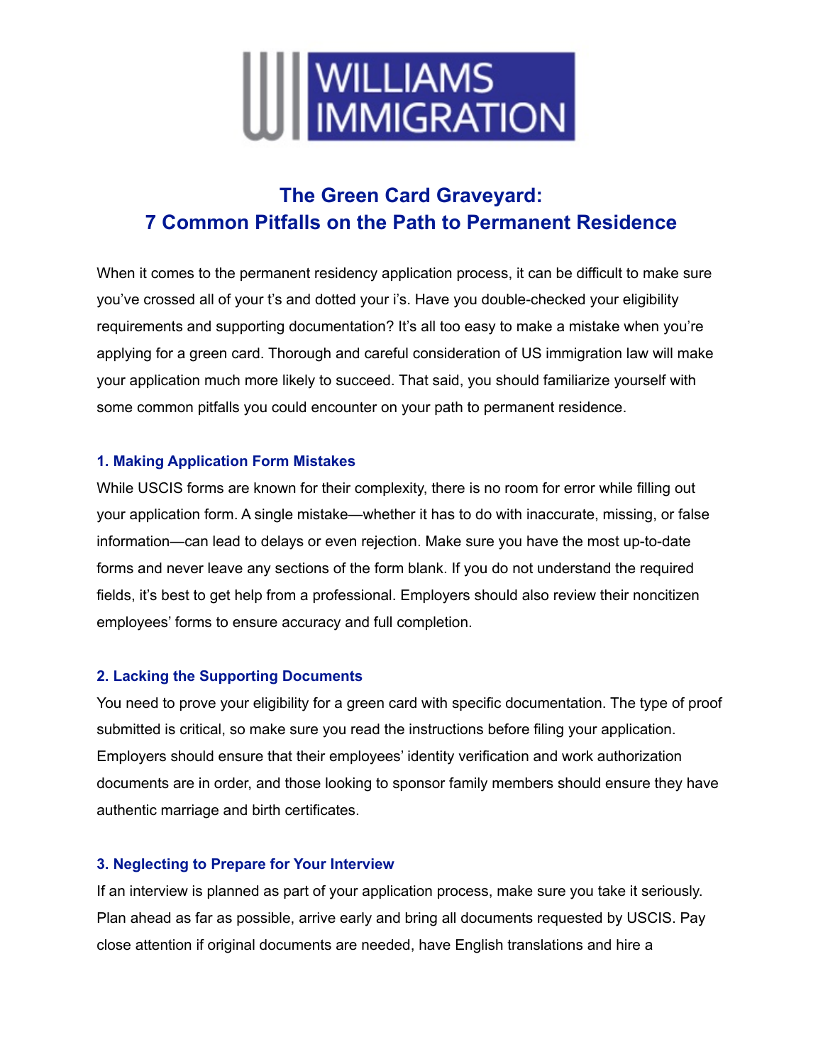WILLIAMS IMMIGRATION

# The Green Card Graveyard:
# 7 Common Pitfalls on the Path to Permanent Residence

When it comes to the permanent residency application process, it can be difficult to make sure you've crossed all of your t's and dotted your i's. Have you double-checked your eligibility requirements and supporting documentation? It's all too easy to make a mistake when you're applying for a green card. Thorough and careful consideration of US immigration law will make your application much more likely to succeed. That said, you should familiarize yourself with some common pitfalls you could encounter on your path to permanent residence.

### 1. Making Application Form Mistakes

While USCIS forms are known for their complexity, there is no room for error while filling out your application form. A single mistake—whether it has to do with inaccurate, missing, or false information—can lead to delays or even rejection. Make sure you have the most up-to-date forms and never leave any sections of the form blank. If you do not understand the required fields, it's best to get help from a professional. Employers should also review their noncitizen employees' forms to ensure accuracy and full completion.

### 2. Lacking the Supporting Documents

You need to prove your eligibility for a green card with specific documentation. The type of proof submitted is critical, so make sure you read the instructions before filing your application. Employers should ensure that their employees' identity verification and work authorization documents are in order, and those looking to sponsor family members should ensure they have authentic marriage and birth certificates.

### 3. Neglecting to Prepare for Your Interview

If an interview is planned as part of your application process, make sure you take it seriously. Plan ahead as far as possible, arrive early and bring all documents requested by USCIS. Pay close attention if original documents are needed, have English translations and hire a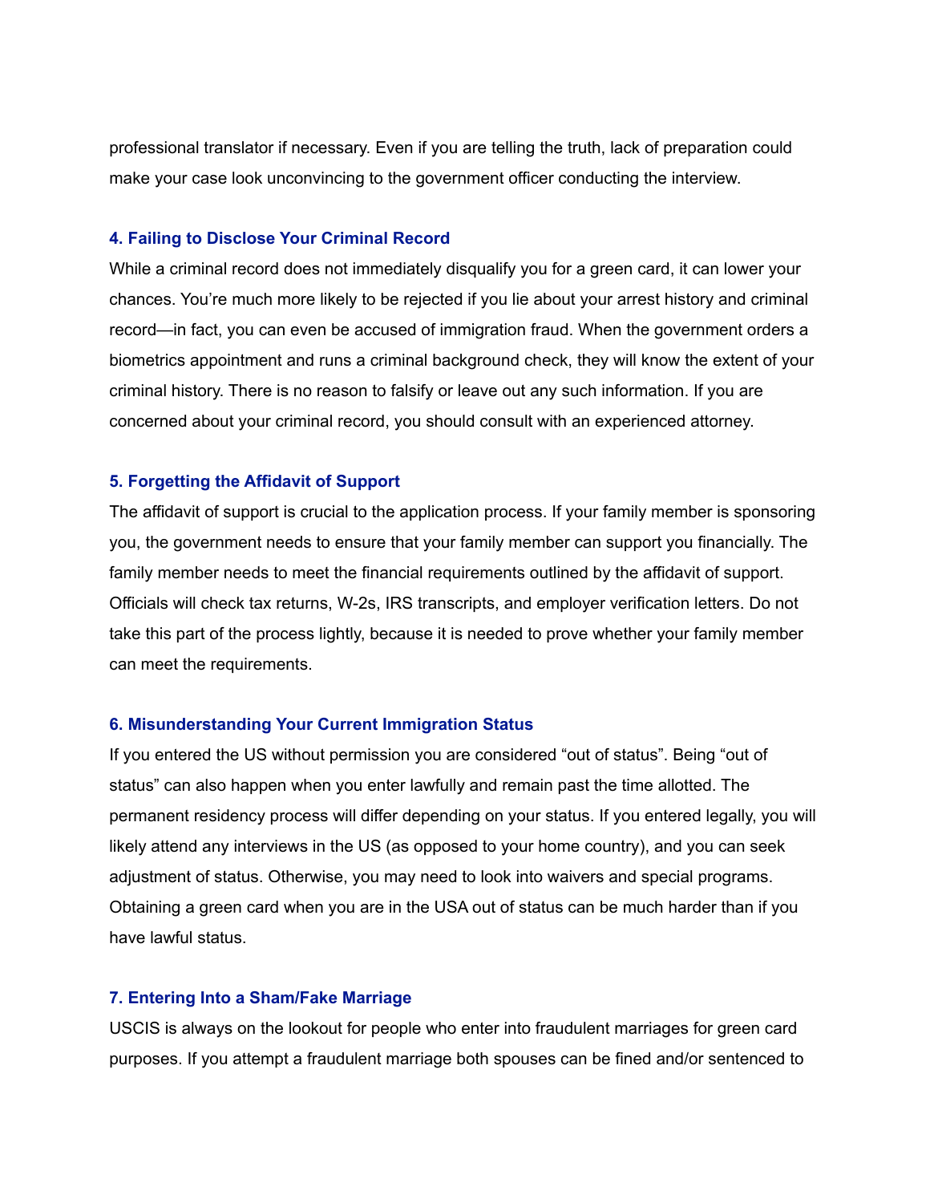professional translator if necessary. Even if you are telling the truth, lack of preparation could make your case look unconvincing to the government officer conducting the interview.

### 4. Failing to Disclose Your Criminal Record

While a criminal record does not immediately disqualify you for a green card, it can lower your chances. You're much more likely to be rejected if you lie about your arrest history and criminal record—in fact, you can even be accused of immigration fraud. When the government orders a biometrics appointment and runs a criminal background check, they will know the extent of your criminal history. There is no reason to falsify or leave out any such information. If you are concerned about your criminal record, you should consult with an experienced attorney.

### 5. Forgetting the Affidavit of Support

The affidavit of support is crucial to the application process. If your family member is sponsoring you, the government needs to ensure that your family member can support you financially. The family member needs to meet the financial requirements outlined by the affidavit of support. Officials will check tax returns, W-2s, IRS transcripts, and employer verification letters. Do not take this part of the process lightly, because it is needed to prove whether your family member can meet the requirements.

### 6. Misunderstanding Your Current Immigration Status

If you entered the US without permission you are considered "out of status". Being "out of status" can also happen when you enter lawfully and remain past the time allotted. The permanent residency process will differ depending on your status. If you entered legally, you will likely attend any interviews in the US (as opposed to your home country), and you can seek adjustment of status. Otherwise, you may need to look into waivers and special programs. Obtaining a green card when you are in the USA out of status can be much harder than if you have lawful status.

### 7. Entering Into a Sham/Fake Marriage

USCIS is always on the lookout for people who enter into fraudulent marriages for green card purposes. If you attempt a fraudulent marriage both spouses can be fined and/or sentenced to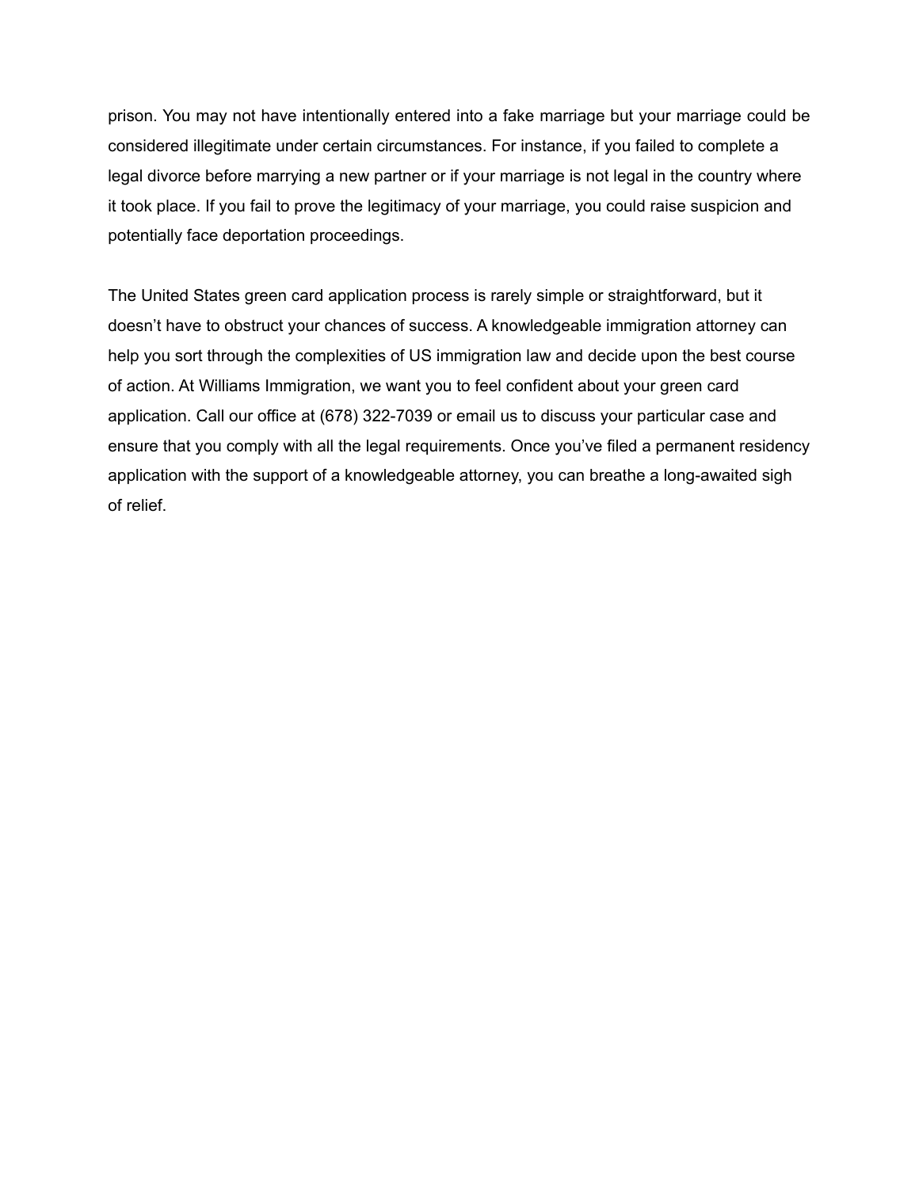prison. You may not have intentionally entered into a fake marriage but your marriage could be considered illegitimate under certain circumstances. For instance, if you failed to complete a legal divorce before marrying a new partner or if your marriage is not legal in the country where it took place. If you fail to prove the legitimacy of your marriage, you could raise suspicion and potentially face deportation proceedings.

The United States green card application process is rarely simple or straightforward, but it doesn't have to obstruct your chances of success. A knowledgeable immigration attorney can help you sort through the complexities of US immigration law and decide upon the best course of action. At Williams Immigration, we want you to feel confident about your green card application. Call our office at (678) 322-7039 or email us to discuss your particular case and ensure that you comply with all the legal requirements. Once you've filed a permanent residency application with the support of a knowledgeable attorney, you can breathe a long-awaited sigh of relief.